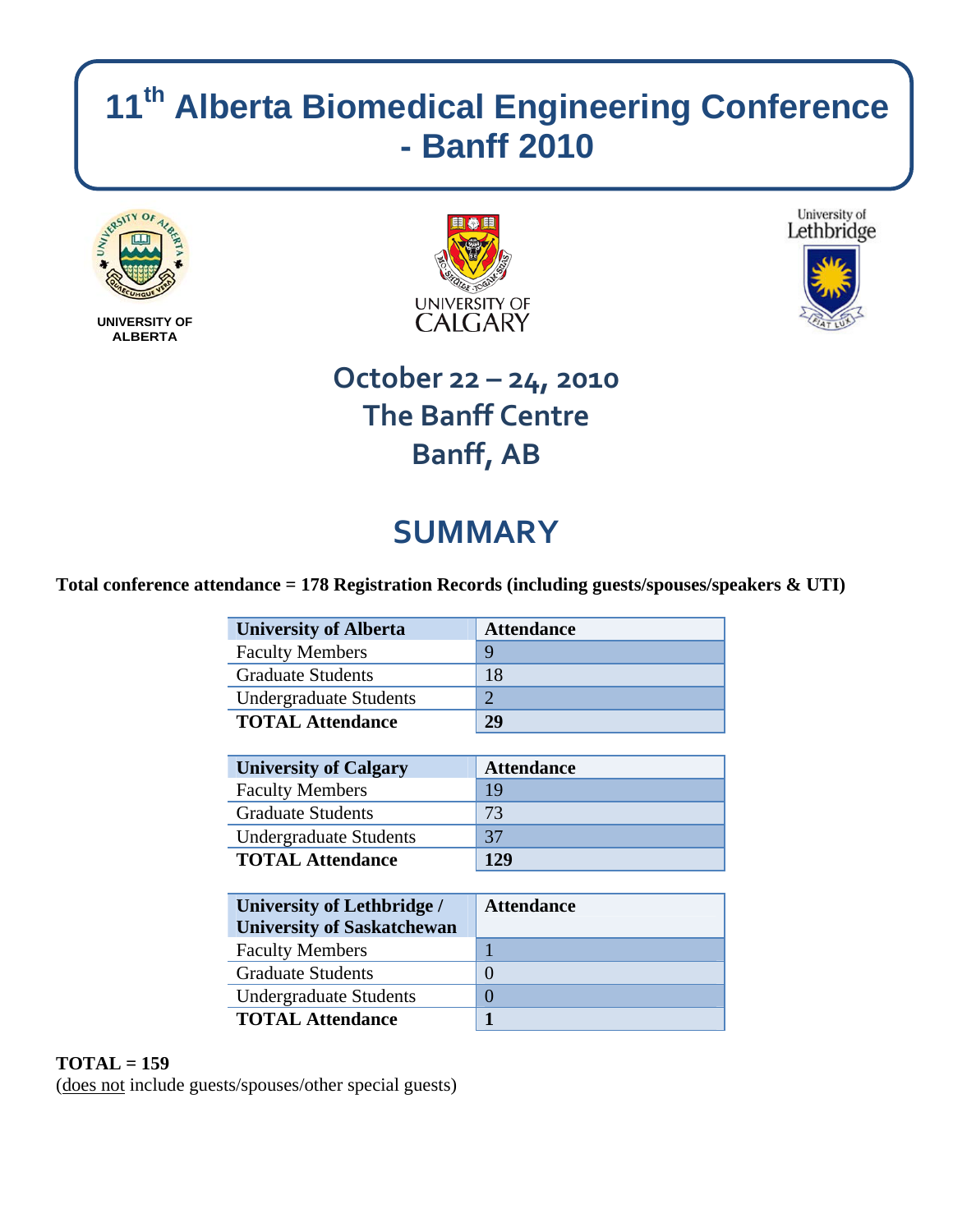# 11th Alberta Biomedical Engineering Conference - Banff 2010

UNIVERSITY OF ALBERTA

UNIVERSITY OF CALGARY

University of Lethbridge

## October 22 – 24, 2010
## The Banff Centre
## Banff, AB

# SUMMARY

**Total conference attendance = 178 Registration Records (including guests/spouses/speakers & UTI)**

| University of Alberta | Attendance |
|---|---|
| Faculty Members | 9 |
| Graduate Students | 18 |
| Undergraduate Students | 2 |
| **TOTAL Attendance** | **29** |

| University of Calgary | Attendance |
|---|---|
| Faculty Members | 19 |
| Graduate Students | 73 |
| Undergraduate Students | 37 |
| **TOTAL Attendance** | **129** |

| University of Lethbridge / University of Saskatchewan | Attendance |
|---|---|
| Faculty Members | 1 |
| Graduate Students | 0 |
| Undergraduate Students | 0 |
| **TOTAL Attendance** | **1** |

**TOTAL = 159**
(does not include guests/spouses/other special guests)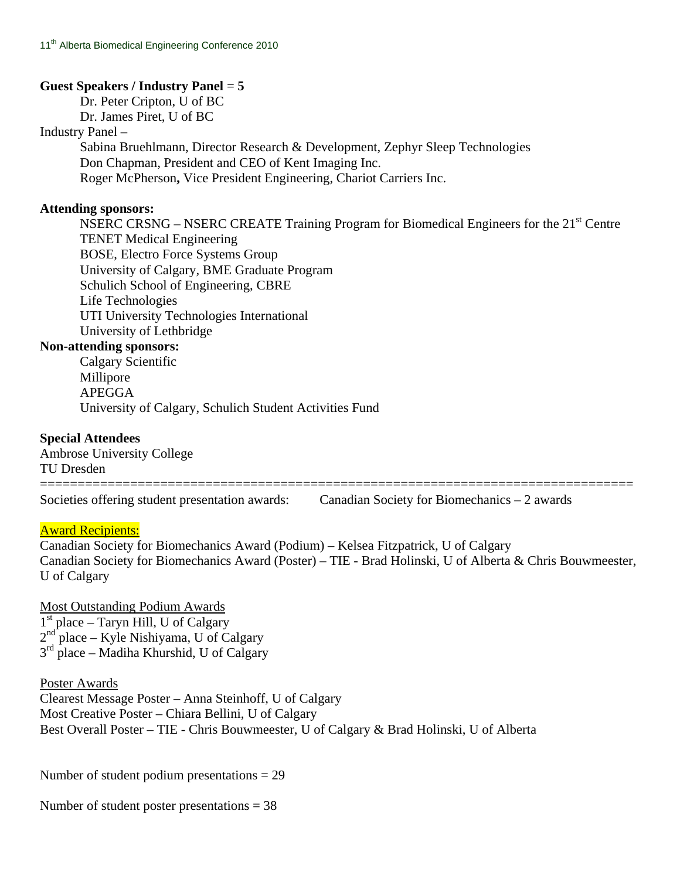**Guest Speakers / Industry Panel** = **5**

Dr. Peter Cripton, U of BC
Dr. James Piret, U of BC

Industry Panel –

Sabina Bruehlmann, Director Research & Development, Zephyr Sleep Technologies
Don Chapman, President and CEO of Kent Imaging Inc.
Roger McPherson**,** Vice President Engineering, Chariot Carriers Inc.

**Attending sponsors:**

NSERC CRSNG – NSERC CREATE Training Program for Biomedical Engineers for the 21st Centre
TENET Medical Engineering
BOSE, Electro Force Systems Group
University of Calgary, BME Graduate Program
Schulich School of Engineering, CBRE
Life Technologies
UTI University Technologies International
University of Lethbridge

**Non-attending sponsors:**

Calgary Scientific
Millipore
APEGGA
University of Calgary, Schulich Student Activities Fund

**Special Attendees**

Ambrose University College
TU Dresden

---

Societies offering student presentation awards: Canadian Society for Biomechanics – 2 awards

Award Recipients:

Canadian Society for Biomechanics Award (Podium) – Kelsea Fitzpatrick, U of Calgary
Canadian Society for Biomechanics Award (Poster) – TIE - Brad Holinski, U of Alberta & Chris Bouwmeester, U of Calgary

Most Outstanding Podium Awards

1st place – Taryn Hill, U of Calgary
2nd place – Kyle Nishiyama, U of Calgary
3rd place – Madiha Khurshid, U of Calgary

Poster Awards

Clearest Message Poster – Anna Steinhoff, U of Calgary
Most Creative Poster – Chiara Bellini, U of Calgary
Best Overall Poster – TIE - Chris Bouwmeester, U of Calgary & Brad Holinski, U of Alberta

Number of student podium presentations = 29

Number of student poster presentations = 38